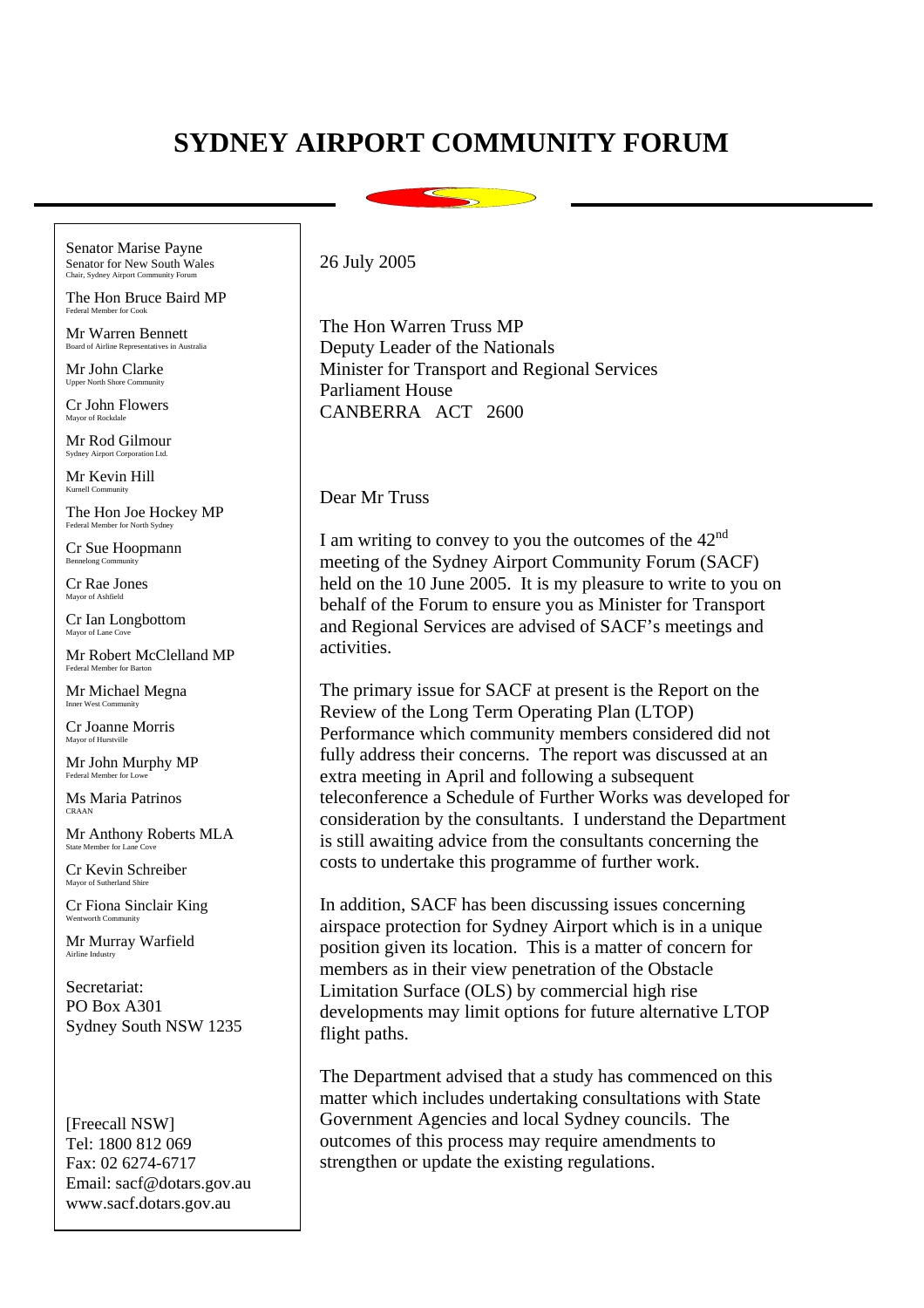# SYDNEY AIRPORT COMMUNITY FORUM

Senator Marise Payne
Senator for New South Wales
Chair, Sydney Airport Community Forum

The Hon Bruce Baird MP
Federal Member for Cook

Mr Warren Bennett
Board of Airline Representatives in Australia

Mr John Clarke
Upper North Shore Community

Cr John Flowers
Mayor of Rockdale

Mr Rod Gilmour
Sydney Airport Corporation Ltd.

Mr Kevin Hill
Kurnell Community

The Hon Joe Hockey MP
Federal Member for North Sydney

Cr Sue Hoopmann
Bennelong Community

Cr Rae Jones
Mayor of Ashfield

Cr Ian Longbottom
Mayor of Lane Cove

Mr Robert McClelland MP
Federal Member for Barton

Mr Michael Megna
Inner West Community

Cr Joanne Morris
Mayor of Hurstville

Mr John Murphy MP
Federal Member for Lowe

Ms Maria Patrinos
CRAAN

Mr Anthony Roberts MLA
State Member for Lane Cove

Cr Kevin Schreiber
Mayor of Sutherland Shire

Cr Fiona Sinclair King
Wentworth Community

Mr Murray Warfield
Airline Industry

Secretariat:
PO Box A301
Sydney South NSW 1235

[Freecall NSW]
Tel: 1800 812 069
Fax: 02 6274-6717
Email: sacf@dotars.gov.au
www.sacf.dotars.gov.au

26 July 2005

The Hon Warren Truss MP
Deputy Leader of the Nationals
Minister for Transport and Regional Services
Parliament House
CANBERRA ACT 2600

Dear Mr Truss

I am writing to convey to you the outcomes of the 42nd meeting of the Sydney Airport Community Forum (SACF) held on the 10 June 2005. It is my pleasure to write to you on behalf of the Forum to ensure you as Minister for Transport and Regional Services are advised of SACF's meetings and activities.

The primary issue for SACF at present is the Report on the Review of the Long Term Operating Plan (LTOP) Performance which community members considered did not fully address their concerns. The report was discussed at an extra meeting in April and following a subsequent teleconference a Schedule of Further Works was developed for consideration by the consultants. I understand the Department is still awaiting advice from the consultants concerning the costs to undertake this programme of further work.

In addition, SACF has been discussing issues concerning airspace protection for Sydney Airport which is in a unique position given its location. This is a matter of concern for members as in their view penetration of the Obstacle Limitation Surface (OLS) by commercial high rise developments may limit options for future alternative LTOP flight paths.

The Department advised that a study has commenced on this matter which includes undertaking consultations with State Government Agencies and local Sydney councils. The outcomes of this process may require amendments to strengthen or update the existing regulations.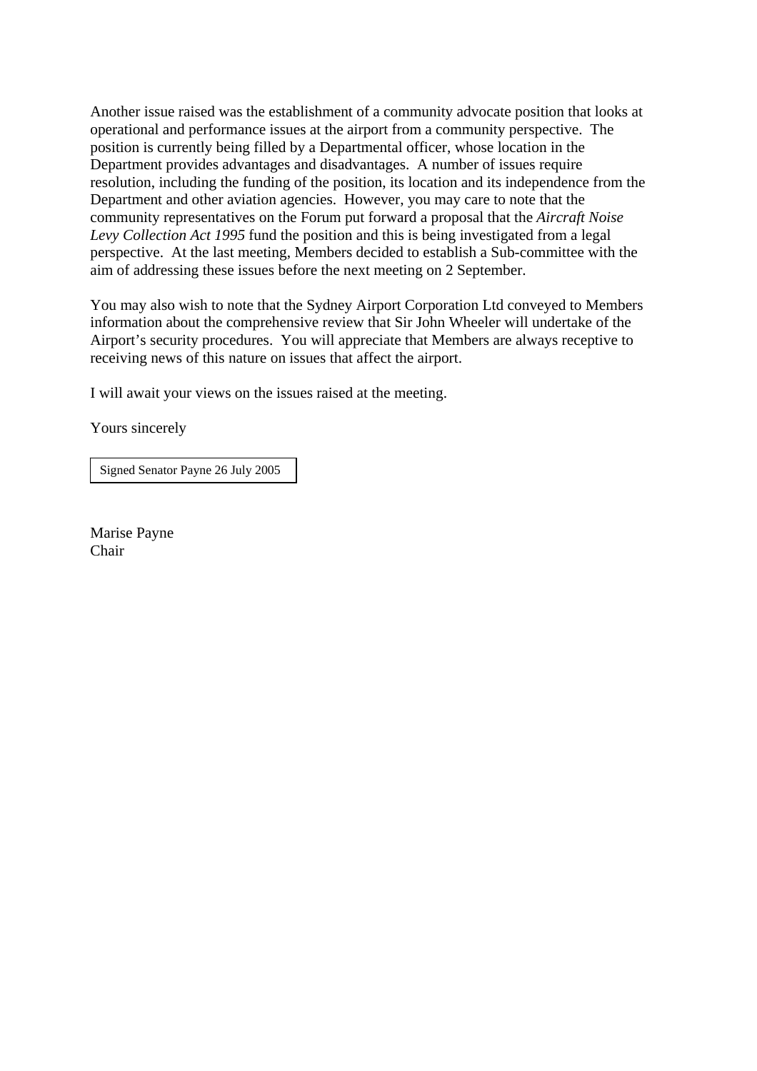Another issue raised was the establishment of a community advocate position that looks at operational and performance issues at the airport from a community perspective. The position is currently being filled by a Departmental officer, whose location in the Department provides advantages and disadvantages. A number of issues require resolution, including the funding of the position, its location and its independence from the Department and other aviation agencies. However, you may care to note that the community representatives on the Forum put forward a proposal that the *Aircraft Noise Levy Collection Act 1995* fund the position and this is being investigated from a legal perspective. At the last meeting, Members decided to establish a Sub-committee with the aim of addressing these issues before the next meeting on 2 September.

You may also wish to note that the Sydney Airport Corporation Ltd conveyed to Members information about the comprehensive review that Sir John Wheeler will undertake of the Airport's security procedures. You will appreciate that Members are always receptive to receiving news of this nature on issues that affect the airport.

I will await your views on the issues raised at the meeting.

Yours sincerely

Signed Senator Payne 26 July 2005

Marise Payne
Chair